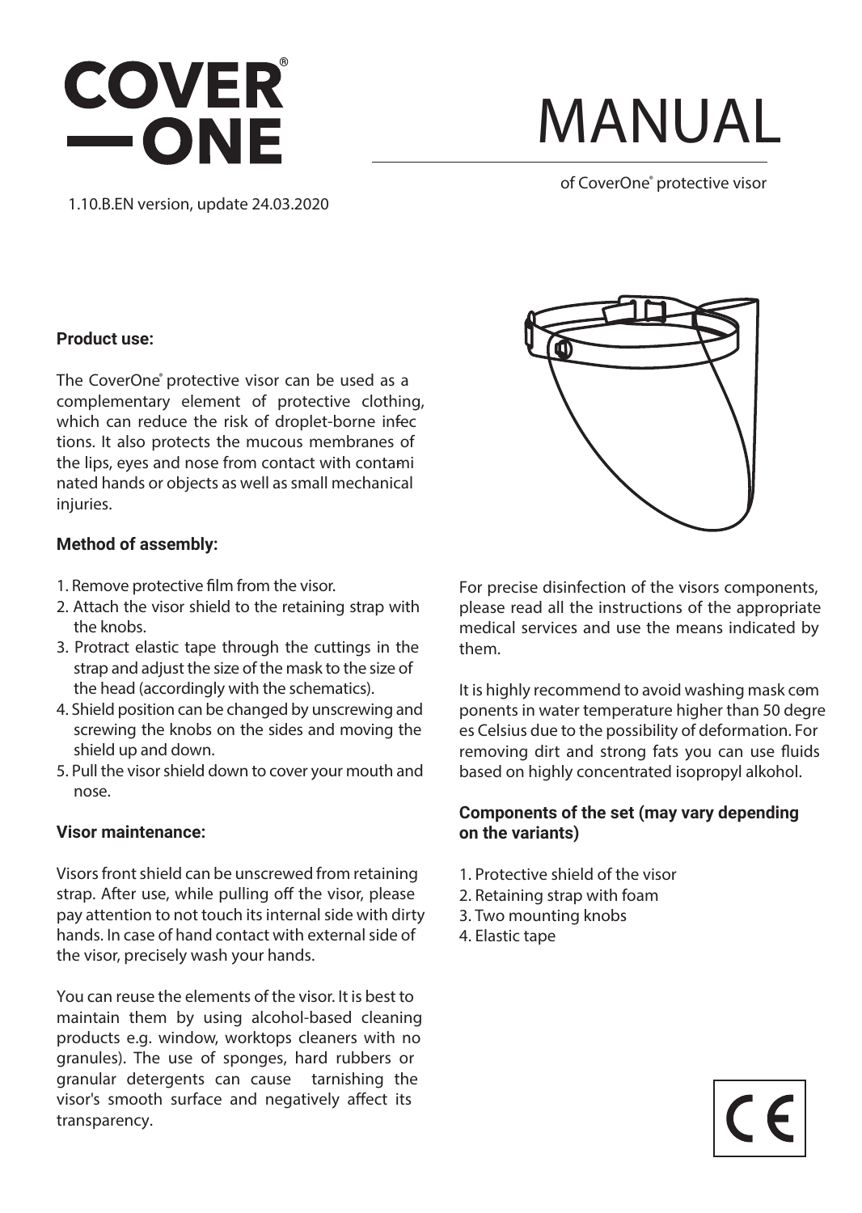# COVER® ONE

# MANUAL

of CoverOne® protective visor

1.10.B.EN version, update 24.03.2020

**Product use:**

The CoverOne® protective visor can be used as a complementary element of protective clothing, which can reduce the risk of droplet-borne infections. It also protects the mucous membranes of the lips, eyes and nose from contact with contaminated hands or objects as well as small mechanical injuries.

**Method of assembly:**

1. Remove protective film from the visor.
2. Attach the visor shield to the retaining strap with the knobs.
3. Protract elastic tape through the cuttings in the strap and adjust the size of the mask to the size of the head (accordingly with the schematics).
4. Shield position can be changed by unscrewing and screwing the knobs on the sides and moving the shield up and down.
5. Pull the visor shield down to cover your mouth and nose.

**Visor maintenance:**

Visors front shield can be unscrewed from retaining strap. After use, while pulling off the visor, please pay attention to not touch its internal side with dirty hands. In case of hand contact with external side of the visor, precisely wash your hands.

You can reuse the elements of the visor. It is best to maintain them by using alcohol-based cleaning products e.g. window, worktops cleaners with no granules). The use of sponges, hard rubbers or granular detergents can cause tarnishing the visor's smooth surface and negatively affect its transparency.

For precise disinfection of the visors components, please read all the instructions of the appropriate medical services and use the means indicated by them.

It is highly recommend to avoid washing mask components in water temperature higher than 50 degrees Celsius due to the possibility of deformation. For removing dirt and strong fats you can use fluids based on highly concentrated isopropyl alcohol.

**Components of the set (may vary depending on the variants)**

1. Protective shield of the visor
2. Retaining strap with foam
3. Two mounting knobs
4. Elastic tape

CE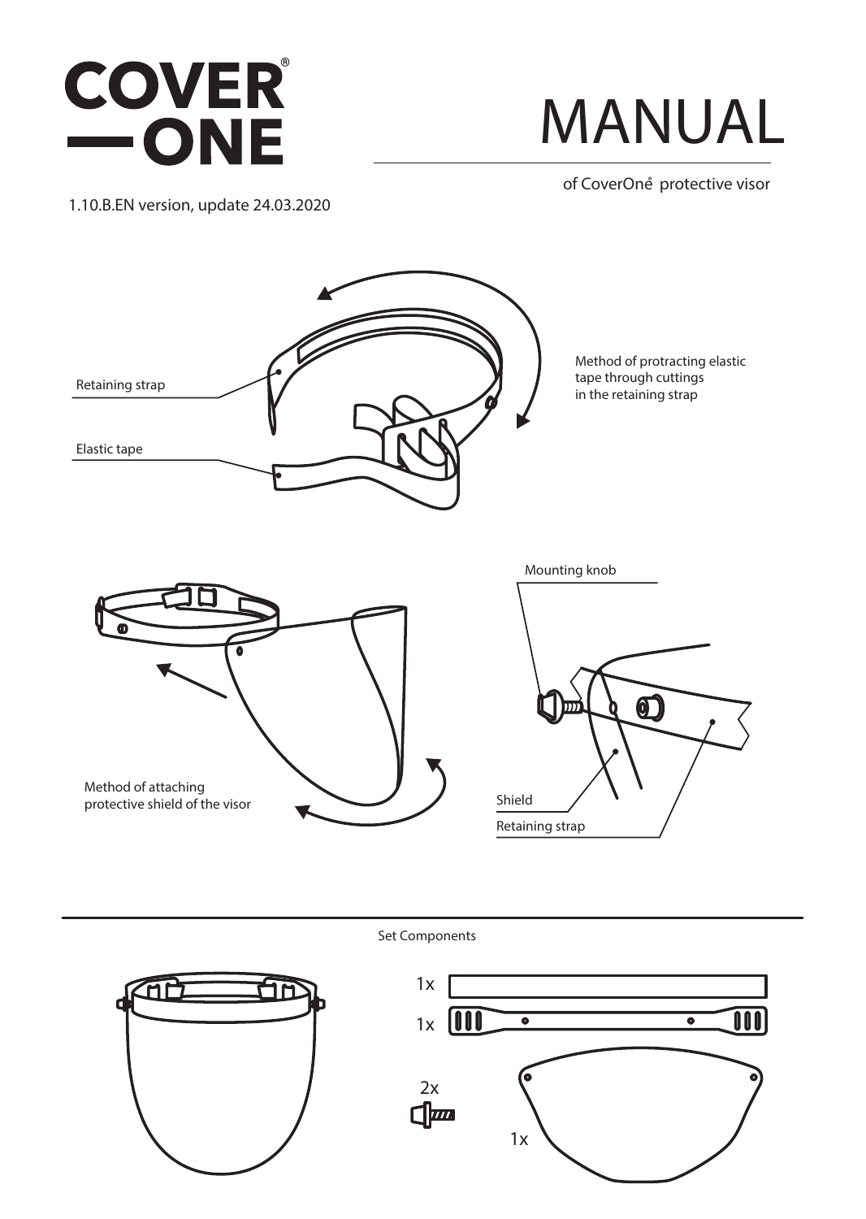# COVER ONE

# MANUAL

of CoverOne® protective visor

1.10.B.EN version, update 24.03.2020

Retaining strap

Elastic tape

Method of protracting elastic tape through cuttings in the retaining strap

Mounting knob

Method of attaching protective shield of the visor

Shield

Retaining strap

Set Components

1x

1x

2x

1x